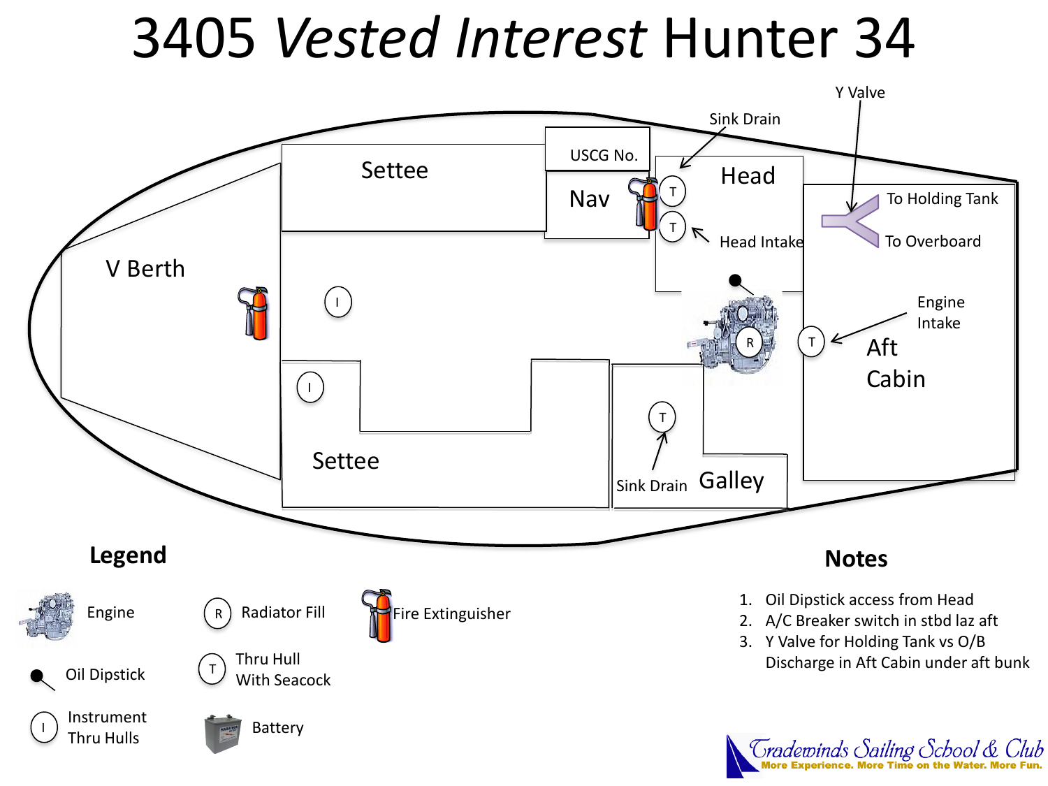# 3405 *Vested Interest* Hunter 34

Settee

USCG No.

Nav

Head

Sink Drain

Y Valve

To Holding Tank

To Overboard

Head Intake

V Berth

Engine Intake

Aft Cabin

Settee

Sink Drain

Galley

## Legend

- Engine
- Oil Dipstick
- Instrument Thru Hulls
- R — Radiator Fill
- T — Thru Hull With Seacock
- Battery
- Fire Extinguisher

## Notes

1. Oil Dipstick access from Head
2. A/C Breaker switch in stbd laz aft
3. Y Valve for Holding Tank vs O/B Discharge in Aft Cabin under aft bunk

Tradewinds Sailing School & Club
More Experience. More Time on the Water. More Fun.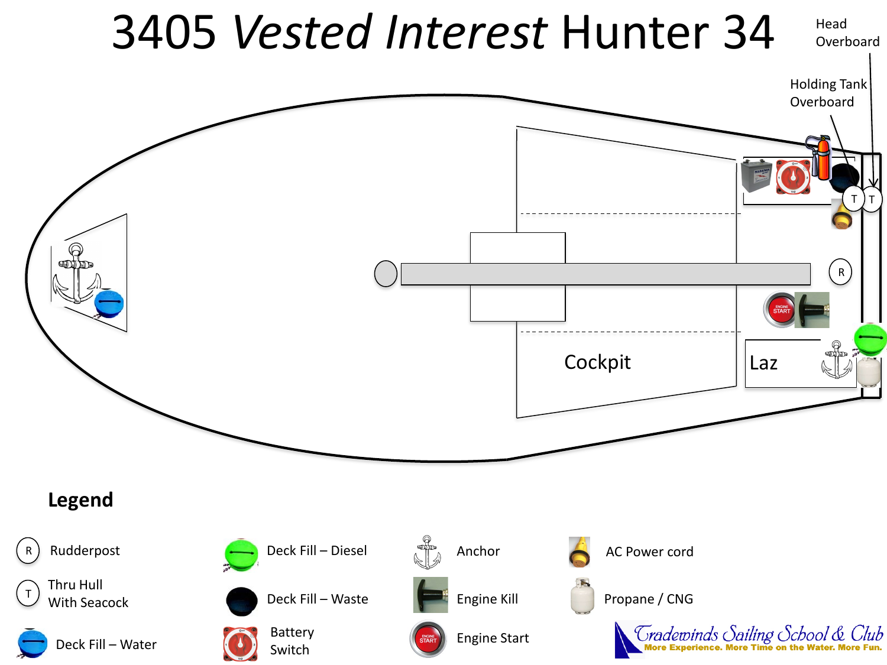# 3405 *Vested Interest* Hunter 34

Head Overboard

Holding Tank Overboard

Cockpit

Laz

**Legend**

| | | | |
|---|---|---|---|
| Rudderpost | Deck Fill – Diesel | Anchor | AC Power cord |
| Thru Hull With Seacock | Deck Fill – Waste | Engine Kill | Propane / CNG |
| Deck Fill – Water | Battery Switch | Engine Start | |

Tradewinds Sailing School & Club
More Experience. More Time on the Water. More Fun.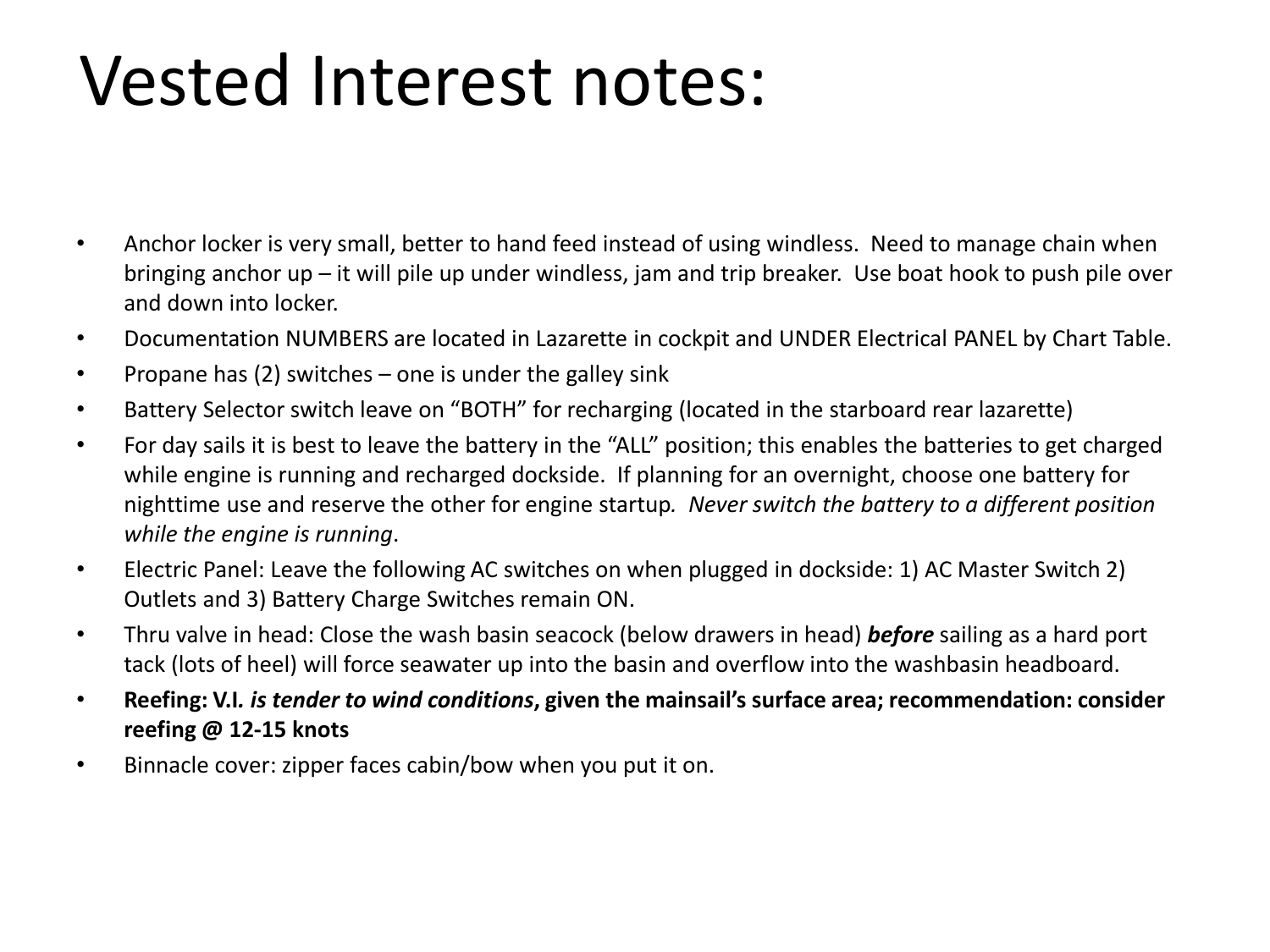# Vested Interest notes:

- Anchor locker is very small, better to hand feed instead of using windless. Need to manage chain when bringing anchor up – it will pile up under windless, jam and trip breaker. Use boat hook to push pile over and down into locker.
- Documentation NUMBERS are located in Lazarette in cockpit and UNDER Electrical PANEL by Chart Table.
- Propane has (2) switches – one is under the galley sink
- Battery Selector switch leave on "BOTH" for recharging (located in the starboard rear lazarette)
- For day sails it is best to leave the battery in the "ALL" position; this enables the batteries to get charged while engine is running and recharged dockside. If planning for an overnight, choose one battery for nighttime use and reserve the other for engine startup*.* *Never switch the battery to a different position while the engine is running*.
- Electric Panel: Leave the following AC switches on when plugged in dockside: 1) AC Master Switch 2) Outlets and 3) Battery Charge Switches remain ON.
- Thru valve in head: Close the wash basin seacock (below drawers in head) ***before*** sailing as a hard port tack (lots of heel) will force seawater up into the basin and overflow into the washbasin headboard.
- **Reefing: V.I*. is tender to wind conditions*, given the mainsail's surface area; recommendation: consider reefing @ 12-15 knots**
- Binnacle cover: zipper faces cabin/bow when you put it on.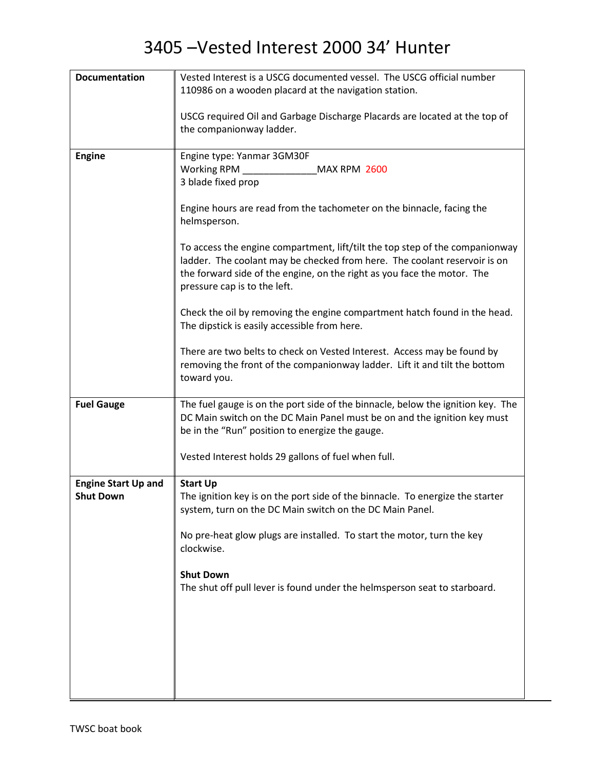# 3405 –Vested Interest 2000 34’ Hunter

| | |
|---|---|
| **Documentation** | Vested Interest is a USCG documented vessel. The USCG official number 110986 on a wooden placard at the navigation station.<br><br>USCG required Oil and Garbage Discharge Placards are located at the top of the companionway ladder. |
| **Engine** | Engine type: Yanmar 3GM30F<br>Working RPM ______________MAX RPM 2600<br>3 blade fixed prop<br><br>Engine hours are read from the tachometer on the binnacle, facing the helmsperson.<br><br>To access the engine compartment, lift/tilt the top step of the companionway ladder. The coolant may be checked from here. The coolant reservoir is on the forward side of the engine, on the right as you face the motor. The pressure cap is to the left.<br><br>Check the oil by removing the engine compartment hatch found in the head. The dipstick is easily accessible from here.<br><br>There are two belts to check on Vested Interest. Access may be found by removing the front of the companionway ladder. Lift it and tilt the bottom toward you. |
| **Fuel Gauge** | The fuel gauge is on the port side of the binnacle, below the ignition key. The DC Main switch on the DC Main Panel must be on and the ignition key must be in the “Run” position to energize the gauge.<br><br>Vested Interest holds 29 gallons of fuel when full. |
| **Engine Start Up and Shut Down** | **Start Up**<br>The ignition key is on the port side of the binnacle. To energize the starter system, turn on the DC Main switch on the DC Main Panel.<br><br>No pre-heat glow plugs are installed. To start the motor, turn the key clockwise.<br><br>**Shut Down**<br>The shut off pull lever is found under the helmsperson seat to starboard. |

TWSC boat book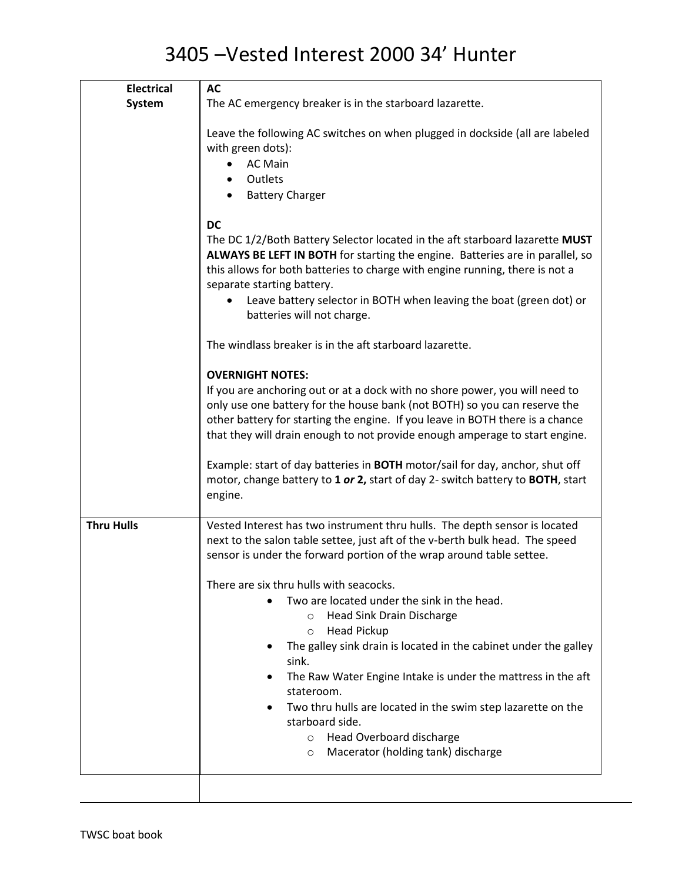# 3405 –Vested Interest 2000 34' Hunter

| | |
|---|---|
| **Electrical System** | **AC**<br>The AC emergency breaker is in the starboard lazarette.<br><br>Leave the following AC switches on when plugged in dockside (all are labeled with green dots):<br>• AC Main<br>• Outlets<br>• Battery Charger<br><br>**DC**<br>The DC 1/2/Both Battery Selector located in the aft starboard lazarette **MUST ALWAYS BE LEFT IN BOTH** for starting the engine. Batteries are in parallel, so this allows for both batteries to charge with engine running, there is not a separate starting battery.<br>• Leave battery selector in BOTH when leaving the boat (green dot) or batteries will not charge.<br><br>The windlass breaker is in the aft starboard lazarette.<br><br>**OVERNIGHT NOTES:**<br>If you are anchoring out or at a dock with no shore power, you will need to only use one battery for the house bank (not BOTH) so you can reserve the other battery for starting the engine. If you leave in BOTH there is a chance that they will drain enough to not provide enough amperage to start engine.<br><br>Example: start of day batteries in **BOTH** motor/sail for day, anchor, shut off motor, change battery to **1** ***or*** **2,** start of day 2- switch battery to **BOTH**, start engine. |
| **Thru Hulls** | Vested Interest has two instrument thru hulls. The depth sensor is located next to the salon table settee, just aft of the v-berth bulk head. The speed sensor is under the forward portion of the wrap around table settee.<br><br>There are six thru hulls with seacocks.<br>• Two are located under the sink in the head.<br>&nbsp;&nbsp;&nbsp;&nbsp;○ Head Sink Drain Discharge<br>&nbsp;&nbsp;&nbsp;&nbsp;○ Head Pickup<br>• The galley sink drain is located in the cabinet under the galley sink.<br>• The Raw Water Engine Intake is under the mattress in the aft stateroom.<br>• Two thru hulls are located in the swim step lazarette on the starboard side.<br>&nbsp;&nbsp;&nbsp;&nbsp;○ Head Overboard discharge<br>&nbsp;&nbsp;&nbsp;&nbsp;○ Macerator (holding tank) discharge |
| | |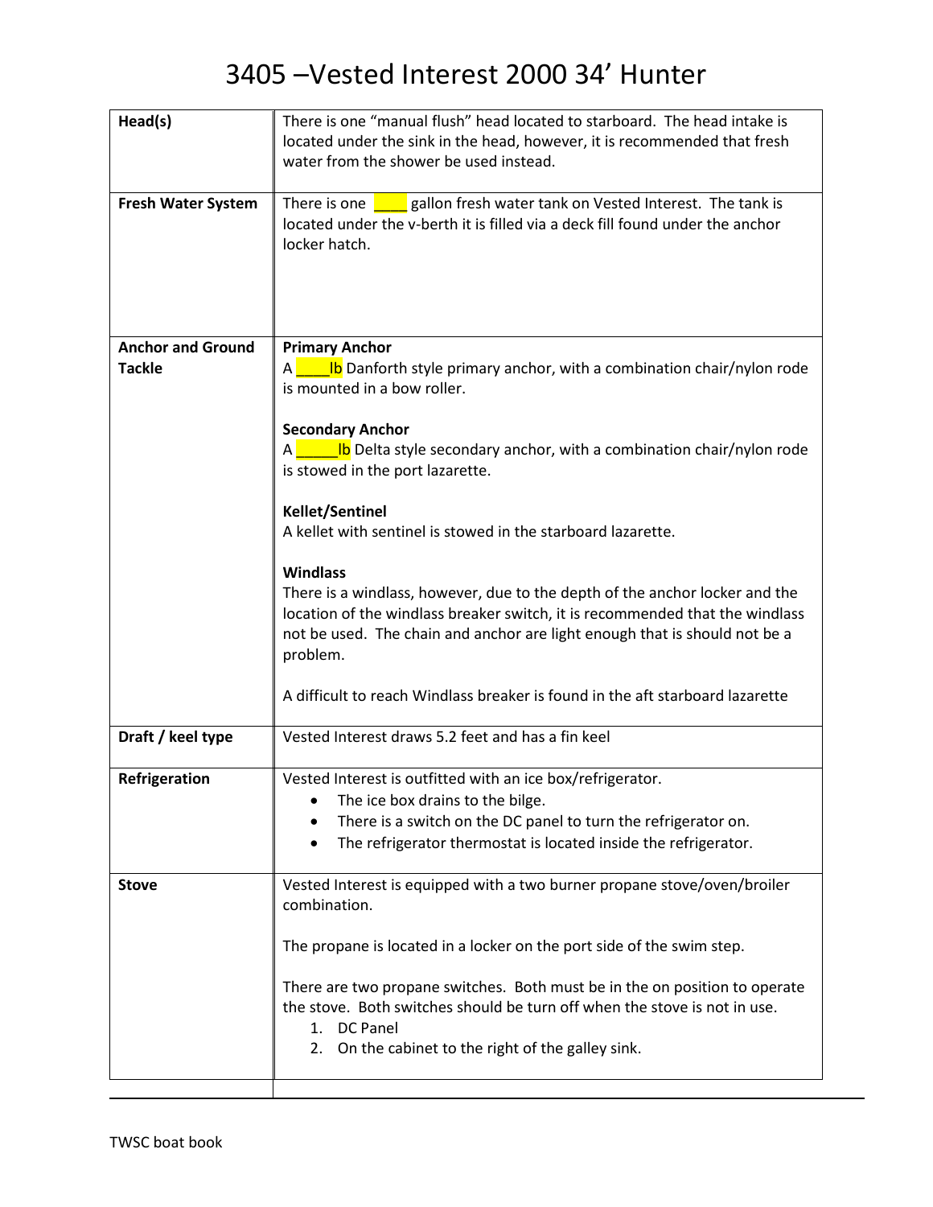# 3405 –Vested Interest 2000 34' Hunter

| | |
|---|---|
| **Head(s)** | There is one "manual flush" head located to starboard. The head intake is located under the sink in the head, however, it is recommended that fresh water from the shower be used instead. |
| **Fresh Water System** | There is one ____ gallon fresh water tank on Vested Interest. The tank is located under the v-berth it is filled via a deck fill found under the anchor locker hatch. |
| **Anchor and Ground Tackle** | **Primary Anchor**<br>A ____lb Danforth style primary anchor, with a combination chair/nylon rode is mounted in a bow roller.<br><br>**Secondary Anchor**<br>A _____lb Delta style secondary anchor, with a combination chair/nylon rode is stowed in the port lazarette.<br><br>**Kellet/Sentinel**<br>A kellet with sentinel is stowed in the starboard lazarette.<br><br>**Windlass**<br>There is a windlass, however, due to the depth of the anchor locker and the location of the windlass breaker switch, it is recommended that the windlass not be used. The chain and anchor are light enough that is should not be a problem.<br><br>A difficult to reach Windlass breaker is found in the aft starboard lazarette |
| **Draft / keel type** | Vested Interest draws 5.2 feet and has a fin keel |
| **Refrigeration** | Vested Interest is outfitted with an ice box/refrigerator.<br>• The ice box drains to the bilge.<br>• There is a switch on the DC panel to turn the refrigerator on.<br>• The refrigerator thermostat is located inside the refrigerator. |
| **Stove** | Vested Interest is equipped with a two burner propane stove/oven/broiler combination.<br><br>The propane is located in a locker on the port side of the swim step.<br><br>There are two propane switches. Both must be in the on position to operate the stove. Both switches should be turn off when the stove is not in use.<br>1. DC Panel<br>2. On the cabinet to the right of the galley sink. |

TWSC boat book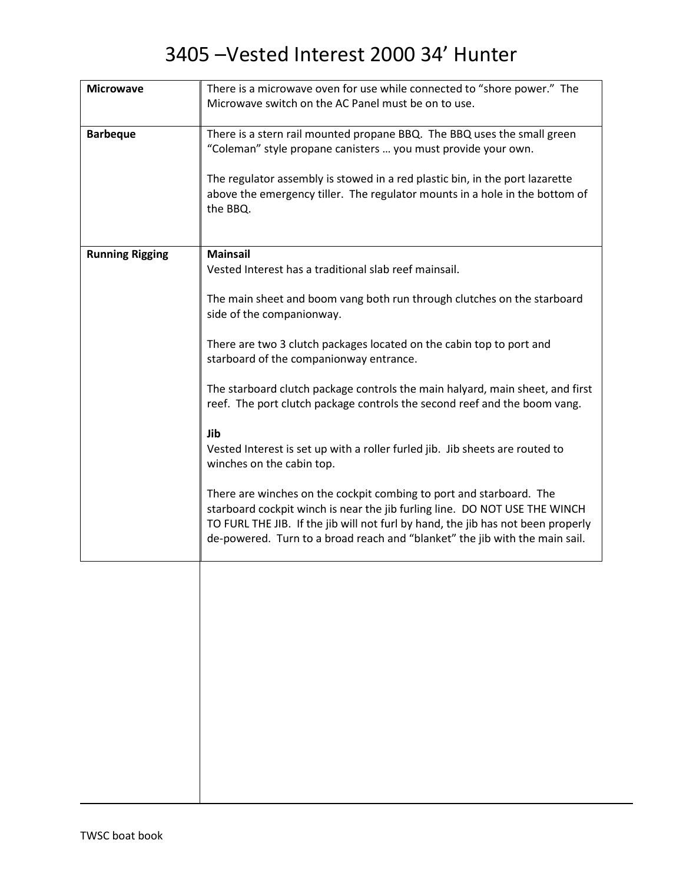# 3405 –Vested Interest 2000 34' Hunter

| | |
|---|---|
| **Microwave** | There is a microwave oven for use while connected to "shore power." The Microwave switch on the AC Panel must be on to use. |
| **Barbeque** | There is a stern rail mounted propane BBQ. The BBQ uses the small green "Coleman" style propane canisters … you must provide your own.<br><br>The regulator assembly is stowed in a red plastic bin, in the port lazarette above the emergency tiller. The regulator mounts in a hole in the bottom of the BBQ. |
| **Running Rigging** | **Mainsail**<br>Vested Interest has a traditional slab reef mainsail.<br><br>The main sheet and boom vang both run through clutches on the starboard side of the companionway.<br><br>There are two 3 clutch packages located on the cabin top to port and starboard of the companionway entrance.<br><br>The starboard clutch package controls the main halyard, main sheet, and first reef. The port clutch package controls the second reef and the boom vang.<br><br>**Jib**<br>Vested Interest is set up with a roller furled jib. Jib sheets are routed to winches on the cabin top.<br><br>There are winches on the cockpit combing to port and starboard. The starboard cockpit winch is near the jib furling line. DO NOT USE THE WINCH TO FURL THE JIB. If the jib will not furl by hand, the jib has not been properly de-powered. Turn to a broad reach and "blanket" the jib with the main sail. |
| | |